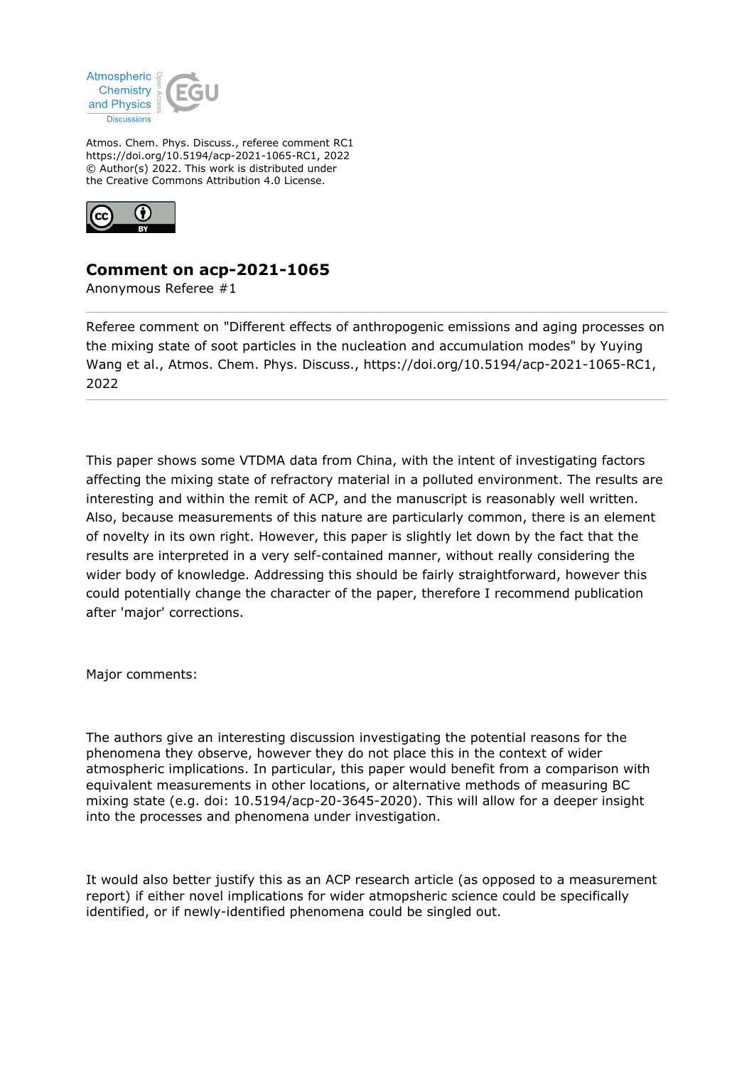Atmos. Chem. Phys. Discuss., referee comment RC1
https://doi.org/10.5194/acp-2021-1065-RC1, 2022
© Author(s) 2022. This work is distributed under
the Creative Commons Attribution 4.0 License.

## Comment on acp-2021-1065

Anonymous Referee #1

---

Referee comment on "Different effects of anthropogenic emissions and aging processes on the mixing state of soot particles in the nucleation and accumulation modes" by Yuying Wang et al., Atmos. Chem. Phys. Discuss., https://doi.org/10.5194/acp-2021-1065-RC1, 2022

---

This paper shows some VTDMA data from China, with the intent of investigating factors affecting the mixing state of refractory material in a polluted environment. The results are interesting and within the remit of ACP, and the manuscript is reasonably well written. Also, because measurements of this nature are particularly common, there is an element of novelty in its own right. However, this paper is slightly let down by the fact that the results are interpreted in a very self-contained manner, without really considering the wider body of knowledge. Addressing this should be fairly straightforward, however this could potentially change the character of the paper, therefore I recommend publication after 'major' corrections.

Major comments:

The authors give an interesting discussion investigating the potential reasons for the phenomena they observe, however they do not place this in the context of wider atmospheric implications. In particular, this paper would benefit from a comparison with equivalent measurements in other locations, or alternative methods of measuring BC mixing state (e.g. doi: 10.5194/acp-20-3645-2020). This will allow for a deeper insight into the processes and phenomena under investigation.

It would also better justify this as an ACP research article (as opposed to a measurement report) if either novel implications for wider atmospheric science could be specifically identified, or if newly-identified phenomena could be singled out.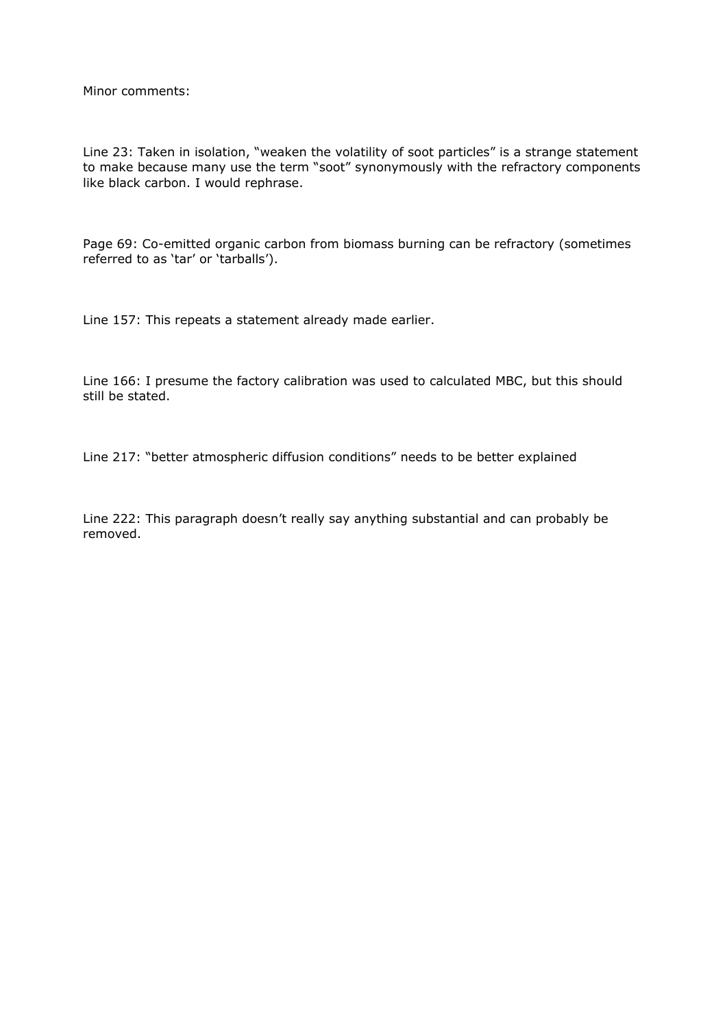Minor comments:

Line 23: Taken in isolation, “weaken the volatility of soot particles” is a strange statement to make because many use the term “soot” synonymously with the refractory components like black carbon. I would rephrase.

Page 69: Co-emitted organic carbon from biomass burning can be refractory (sometimes referred to as ‘tar’ or ‘tarballs’).

Line 157: This repeats a statement already made earlier.

Line 166: I presume the factory calibration was used to calculated MBC, but this should still be stated.

Line 217: “better atmospheric diffusion conditions” needs to be better explained

Line 222: This paragraph doesn’t really say anything substantial and can probably be removed.